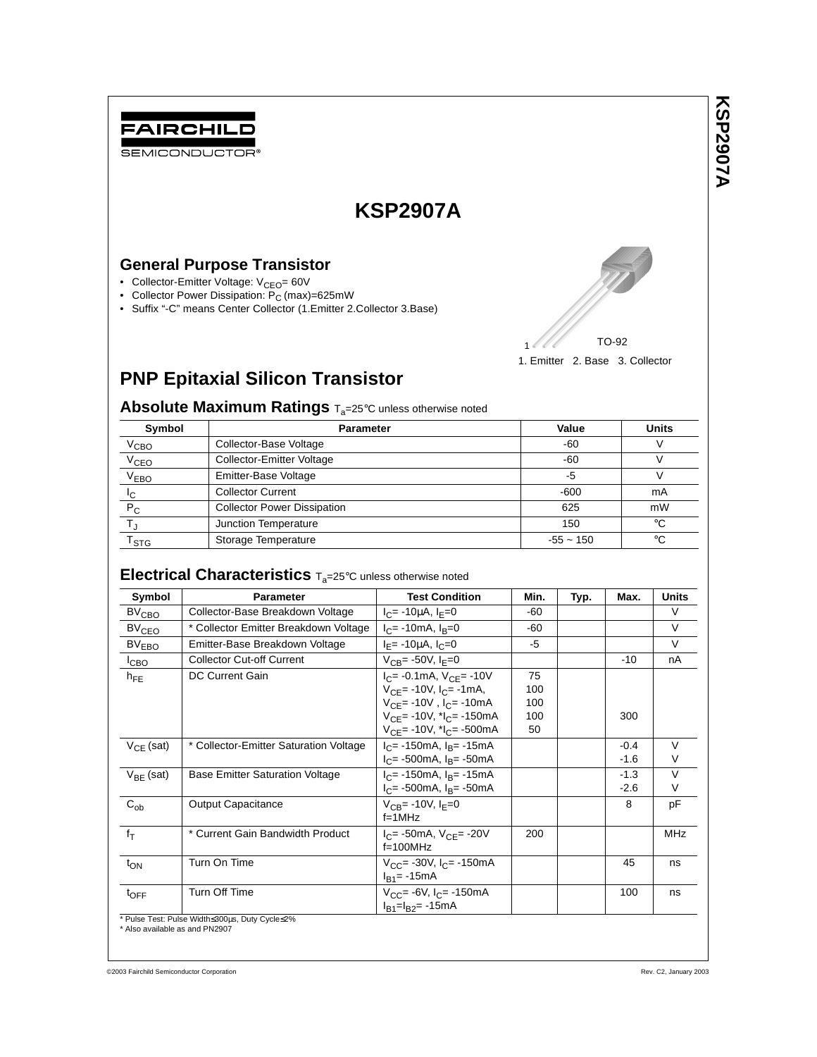FAIRCHILD SEMICONDUCTOR®

# KSP2907A

## General Purpose Transistor

- Collector-Emitter Voltage: $V_{CEO}$= 60V
- Collector Power Dissipation: $P_C$ (max)=625mW
- Suffix "-C" means Center Collector (1.Emitter 2.Collector 3.Base)

TO-92

1. Emitter 2. Base 3. Collector

## PNP Epitaxial Silicon Transistor

### Absolute Maximum Ratings $T_a$=25°C unless otherwise noted

| Symbol | Parameter | Value | Units |
|---|---|---|---|
| $V_{CBO}$ | Collector-Base Voltage | -60 | V |
| $V_{CEO}$ | Collector-Emitter Voltage | -60 | V |
| $V_{EBO}$ | Emitter-Base Voltage | -5 | V |
| $I_C$ | Collector Current | -600 | mA |
| $P_C$ | Collector Power Dissipation | 625 | mW |
| $T_J$ | Junction Temperature | 150 | °C |
| $T_{STG}$ | Storage Temperature | -55 ~ 150 | °C |

### Electrical Characteristics $T_a$=25°C unless otherwise noted

| Symbol | Parameter | Test Condition | Min. | Typ. | Max. | Units |
|---|---|---|---|---|---|---|
| $BV_{CBO}$ | Collector-Base Breakdown Voltage | $I_C$= -10μA, $I_E$=0 | -60 | | | V |
| $BV_{CEO}$ | * Collector Emitter Breakdown Voltage | $I_C$= -10mA, $I_B$=0 | -60 | | | V |
| $BV_{EBO}$ | Emitter-Base Breakdown Voltage | $I_E$= -10μA, $I_C$=0 | -5 | | | V |
| $I_{CBO}$ | Collector Cut-off Current | $V_{CB}$= -50V, $I_E$=0 | | | -10 | nA |
| $h_{FE}$ | DC Current Gain | $I_C$= -0.1mA, $V_{CE}$= -10V<br>$V_{CE}$= -10V, $I_C$= -1mA,<br>$V_{CE}$= -10V , $I_C$= -10mA<br>$V_{CE}$= -10V, *$I_C$= -150mA<br>$V_{CE}$= -10V, *$I_C$= -500mA | 75<br>100<br>100<br>100<br>50 | | <br><br><br>300<br> | |
| $V_{CE}$ (sat) | * Collector-Emitter Saturation Voltage | $I_C$= -150mA, $I_B$= -15mA<br>$I_C$= -500mA, $I_B$= -50mA | | | -0.4<br>-1.6 | V<br>V |
| $V_{BE}$ (sat) | Base Emitter Saturation Voltage | $I_C$= -150mA, $I_B$= -15mA<br>$I_C$= -500mA, $I_B$= -50mA | | | -1.3<br>-2.6 | V<br>V |
| $C_{ob}$ | Output Capacitance | $V_{CB}$= -10V, $I_E$=0<br>f=1MHz | | | 8 | pF |
| $f_T$ | * Current Gain Bandwidth Product | $I_C$= -50mA, $V_{CE}$= -20V<br>f=100MHz | 200 | | | MHz |
| $t_{ON}$ | Turn On Time | $V_{CC}$= -30V, $I_C$= -150mA<br>$I_{B1}$= -15mA | | | 45 | ns |
| $t_{OFF}$ | Turn Off Time | $V_{CC}$= -6V, $I_C$= -150mA<br>$I_{B1}$=$I_{B2}$= -15mA | | | 100 | ns |

\* Pulse Test: Pulse Width≤300μs, Duty Cycle≤2%

\* Also available as and PN2907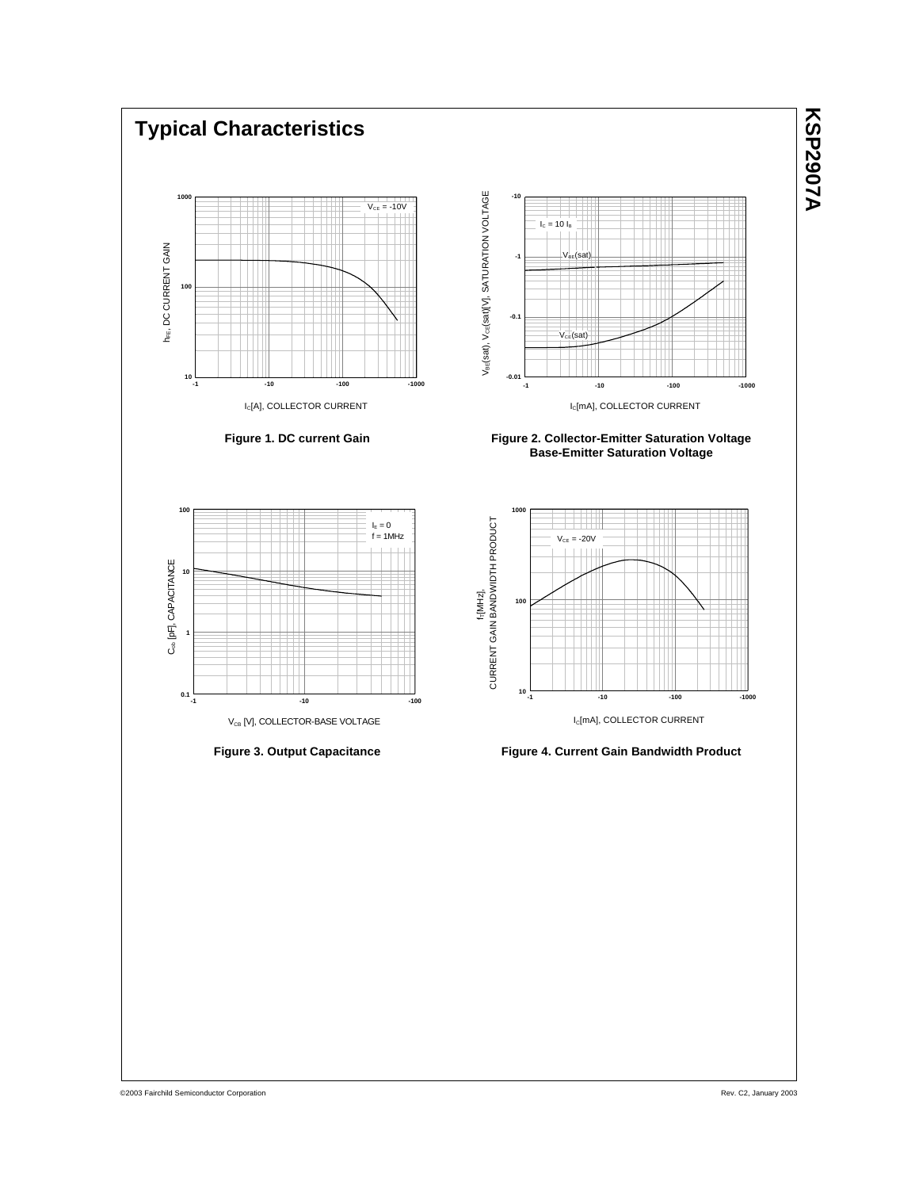# Typical Characteristics

Figure 1. DC current Gain

Figure 2. Collector-Emitter Saturation Voltage Base-Emitter Saturation Voltage

Figure 3. Output Capacitance

Figure 4. Current Gain Bandwidth Product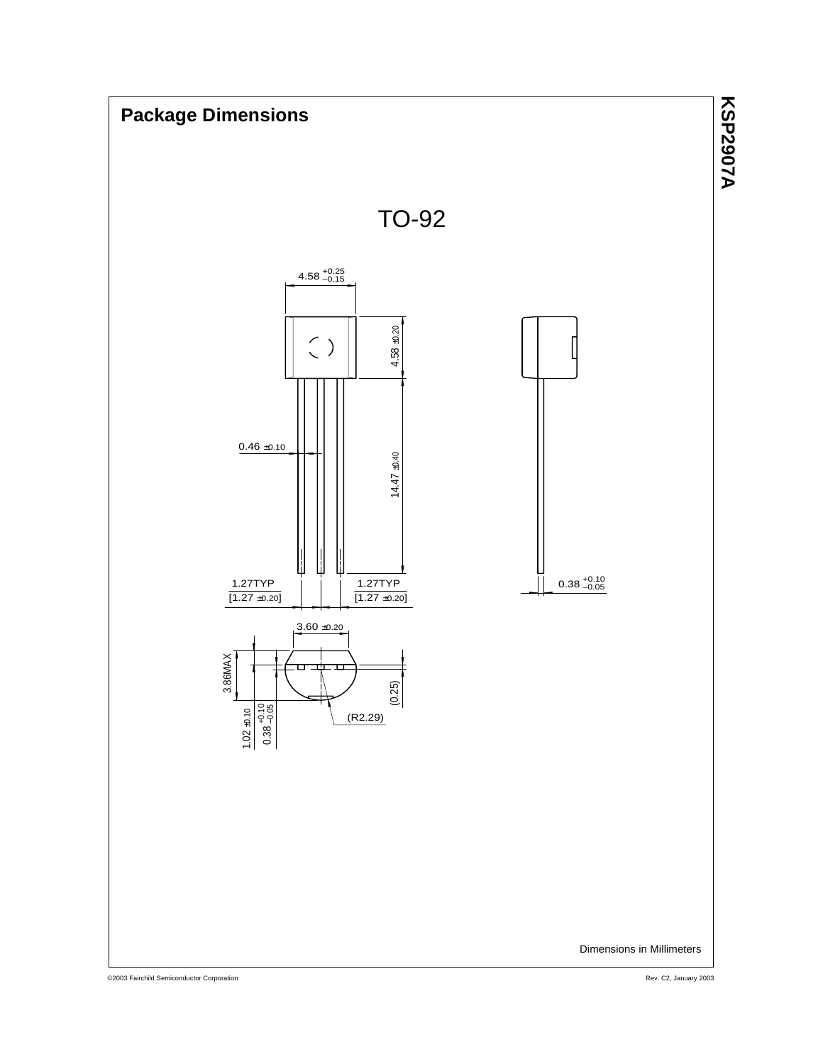## Package Dimensions

TO-92

4.58 $^{+0.25}_{-0.15}$

4.58 ±0.20

0.46 ±0.10

14.47 ±0.40

1.27TYP [1.27 ±0.20]

1.27TYP [1.27 ±0.20]

0.38 $^{+0.10}_{-0.05}$

3.60 ±0.20

3.86MAX

(0.25)

1.02 ±0.10

0.38 $^{+0.10}_{-0.05}$

(R2.29)

Dimensions in Millimeters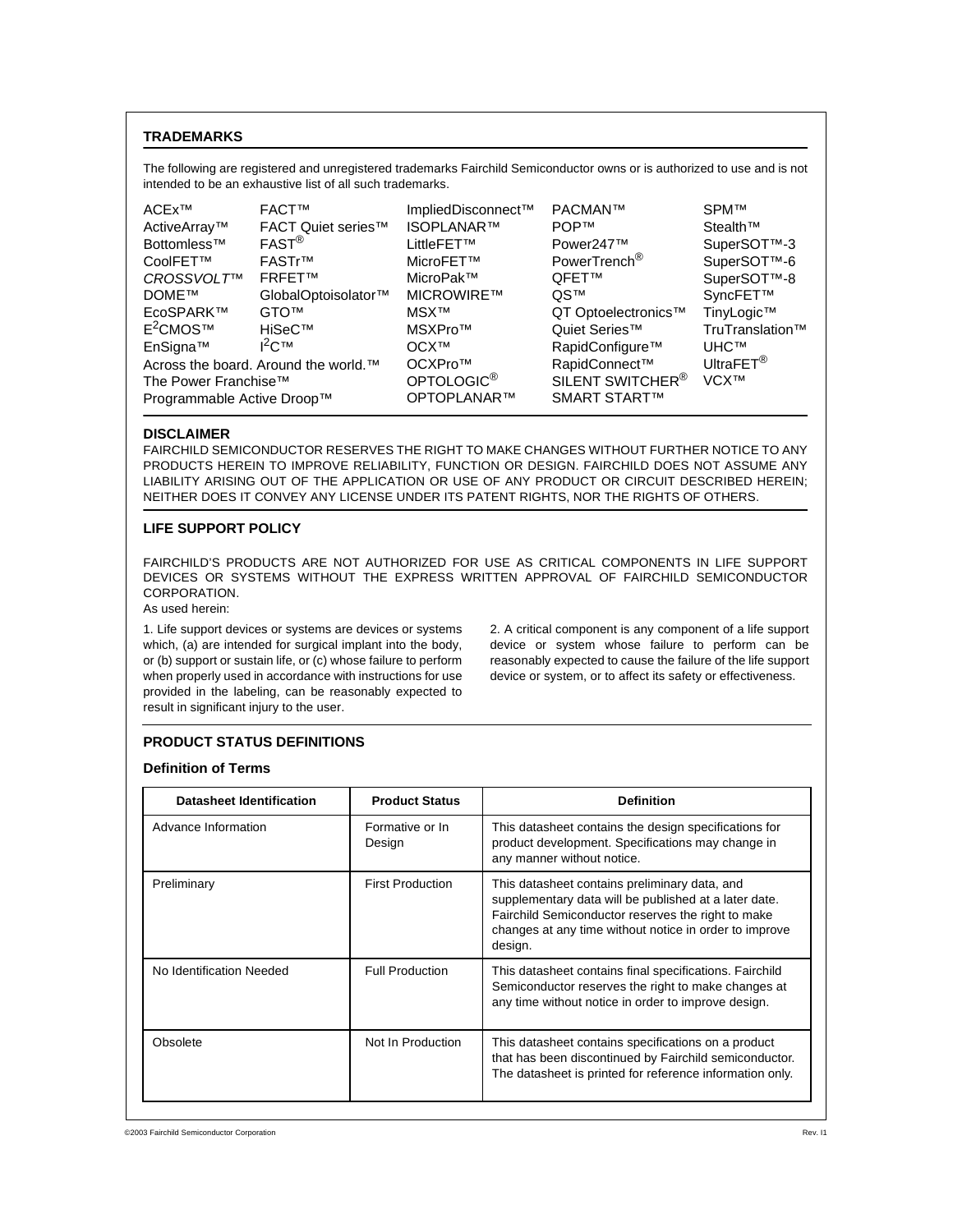## TRADEMARKS

The following are registered and unregistered trademarks Fairchild Semiconductor owns or is authorized to use and is not intended to be an exhaustive list of all such trademarks.

| | | | | |
|---|---|---|---|---|
| ACEx™ | FACT™ | ImpliedDisconnect™ | PACMAN™ | SPM™ |
| ActiveArray™ | FACT Quiet series™ | ISOPLANAR™ | POP™ | Stealth™ |
| Bottomless™ | FAST® | LittleFET™ | Power247™ | SuperSOT™-3 |
| CoolFET™ | FASTr™ | MicroFET™ | PowerTrench® | SuperSOT™-6 |
| *CROSSVOLT*™ | FRFET™ | MicroPak™ | QFET™ | SuperSOT™-8 |
| DOME™ | GlobalOptoisolator™ | MICROWIRE™ | QS™ | SyncFET™ |
| EcoSPARK™ | GTO™ | MSX™ | QT Optoelectronics™ | TinyLogic™ |
| $E^2$CMOS™ | HiSeC™ | MSXPro™ | Quiet Series™ | TruTranslation™ |
| EnSigna™ | $I^2$C™ | OCX™ | RapidConfigure™ | UHC™ |
| Across the board. Around the world.™ | | OCXPro™ | RapidConnect™ | UltraFET® |
| The Power Franchise™ | | OPTOLOGIC® | SILENT SWITCHER® | VCX™ |
| Programmable Active Droop™ | | OPTOPLANAR™ | SMART START™ | |

## DISCLAIMER

FAIRCHILD SEMICONDUCTOR RESERVES THE RIGHT TO MAKE CHANGES WITHOUT FURTHER NOTICE TO ANY PRODUCTS HEREIN TO IMPROVE RELIABILITY, FUNCTION OR DESIGN. FAIRCHILD DOES NOT ASSUME ANY LIABILITY ARISING OUT OF THE APPLICATION OR USE OF ANY PRODUCT OR CIRCUIT DESCRIBED HEREIN; NEITHER DOES IT CONVEY ANY LICENSE UNDER ITS PATENT RIGHTS, NOR THE RIGHTS OF OTHERS.

## LIFE SUPPORT POLICY

FAIRCHILD'S PRODUCTS ARE NOT AUTHORIZED FOR USE AS CRITICAL COMPONENTS IN LIFE SUPPORT DEVICES OR SYSTEMS WITHOUT THE EXPRESS WRITTEN APPROVAL OF FAIRCHILD SEMICONDUCTOR CORPORATION.

As used herein:

1. Life support devices or systems are devices or systems which, (a) are intended for surgical implant into the body, or (b) support or sustain life, or (c) whose failure to perform when properly used in accordance with instructions for use provided in the labeling, can be reasonably expected to result in significant injury to the user.

2. A critical component is any component of a life support device or system whose failure to perform can be reasonably expected to cause the failure of the life support device or system, or to affect its safety or effectiveness.

## PRODUCT STATUS DEFINITIONS

### Definition of Terms

| Datasheet Identification | Product Status | Definition |
|---|---|---|
| Advance Information | Formative or In Design | This datasheet contains the design specifications for product development. Specifications may change in any manner without notice. |
| Preliminary | First Production | This datasheet contains preliminary data, and supplementary data will be published at a later date. Fairchild Semiconductor reserves the right to make changes at any time without notice in order to improve design. |
| No Identification Needed | Full Production | This datasheet contains final specifications. Fairchild Semiconductor reserves the right to make changes at any time without notice in order to improve design. |
| Obsolete | Not In Production | This datasheet contains specifications on a product that has been discontinued by Fairchild semiconductor. The datasheet is printed for reference information only. |

©2003 Fairchild Semiconductor Corporation Rev. I1